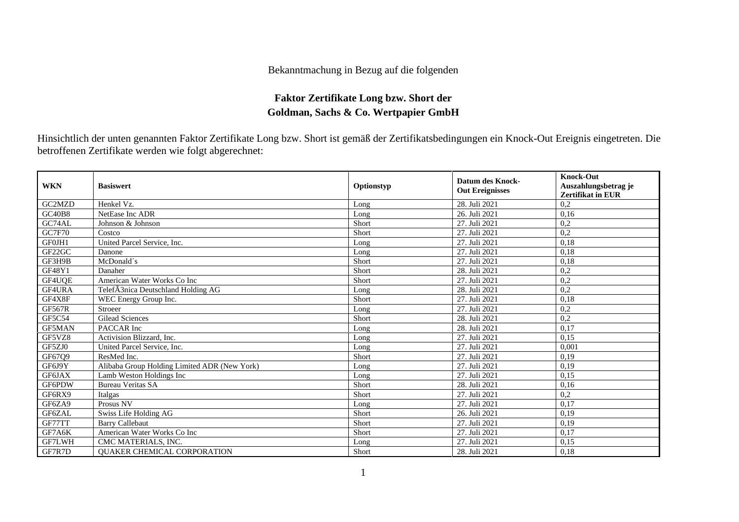Bekanntmachung in Bezug auf die folgenden

**Faktor Zertifikate Long bzw. Short der**
**Goldman, Sachs & Co. Wertpapier GmbH**

Hinsichtlich der unten genannten Faktor Zertifikate Long bzw. Short ist gemäß der Zertifikatsbedingungen ein Knock-Out Ereignis eingetreten. Die betroffenen Zertifikate werden wie folgt abgerechnet:

| WKN | Basiswert | Optionstyp | Datum des Knock-Out Ereignisses | Knock-Out Auszahlungsbetrag je Zertifikat in EUR |
|---|---|---|---|---|
| GC2MZD | Henkel Vz. | Long | 28. Juli 2021 | 0,2 |
| GC40B8 | NetEase Inc ADR | Long | 26. Juli 2021 | 0,16 |
| GC74AL | Johnson & Johnson | Short | 27. Juli 2021 | 0,2 |
| GC7F70 | Costco | Short | 27. Juli 2021 | 0,2 |
| GF0JH1 | United Parcel Service, Inc. | Long | 27. Juli 2021 | 0,18 |
| GF22GC | Danone | Long | 27. Juli 2021 | 0,18 |
| GF3H9B | McDonald´s | Short | 27. Juli 2021 | 0,18 |
| GF48Y1 | Danaher | Short | 28. Juli 2021 | 0,2 |
| GF4UQE | American Water Works Co Inc | Short | 27. Juli 2021 | 0,2 |
| GF4URA | TelefÃ3nica Deutschland Holding AG | Long | 28. Juli 2021 | 0,2 |
| GF4X8F | WEC Energy Group Inc. | Short | 27. Juli 2021 | 0,18 |
| GF567R | Stroeer | Long | 27. Juli 2021 | 0,2 |
| GF5C54 | Gilead Sciences | Short | 28. Juli 2021 | 0,2 |
| GF5MAN | PACCAR Inc | Long | 28. Juli 2021 | 0,17 |
| GF5VZ8 | Activision Blizzard, Inc. | Long | 27. Juli 2021 | 0,15 |
| GF5ZJ0 | United Parcel Service, Inc. | Long | 27. Juli 2021 | 0,001 |
| GF67Q9 | ResMed Inc. | Short | 27. Juli 2021 | 0,19 |
| GF6J9Y | Alibaba Group Holding Limited ADR (New York) | Long | 27. Juli 2021 | 0,19 |
| GF6JAX | Lamb Weston Holdings Inc | Long | 27. Juli 2021 | 0,15 |
| GF6PDW | Bureau Veritas SA | Short | 28. Juli 2021 | 0,16 |
| GF6RX9 | Italgas | Short | 27. Juli 2021 | 0,2 |
| GF6ZA9 | Prosus NV | Long | 27. Juli 2021 | 0,17 |
| GF6ZAL | Swiss Life Holding AG | Short | 26. Juli 2021 | 0,19 |
| GF77TT | Barry Callebaut | Short | 27. Juli 2021 | 0,19 |
| GF7A6K | American Water Works Co Inc | Short | 27. Juli 2021 | 0,17 |
| GF7LWH | CMC MATERIALS, INC. | Long | 27. Juli 2021 | 0,15 |
| GF7R7D | QUAKER CHEMICAL CORPORATION | Short | 28. Juli 2021 | 0,18 |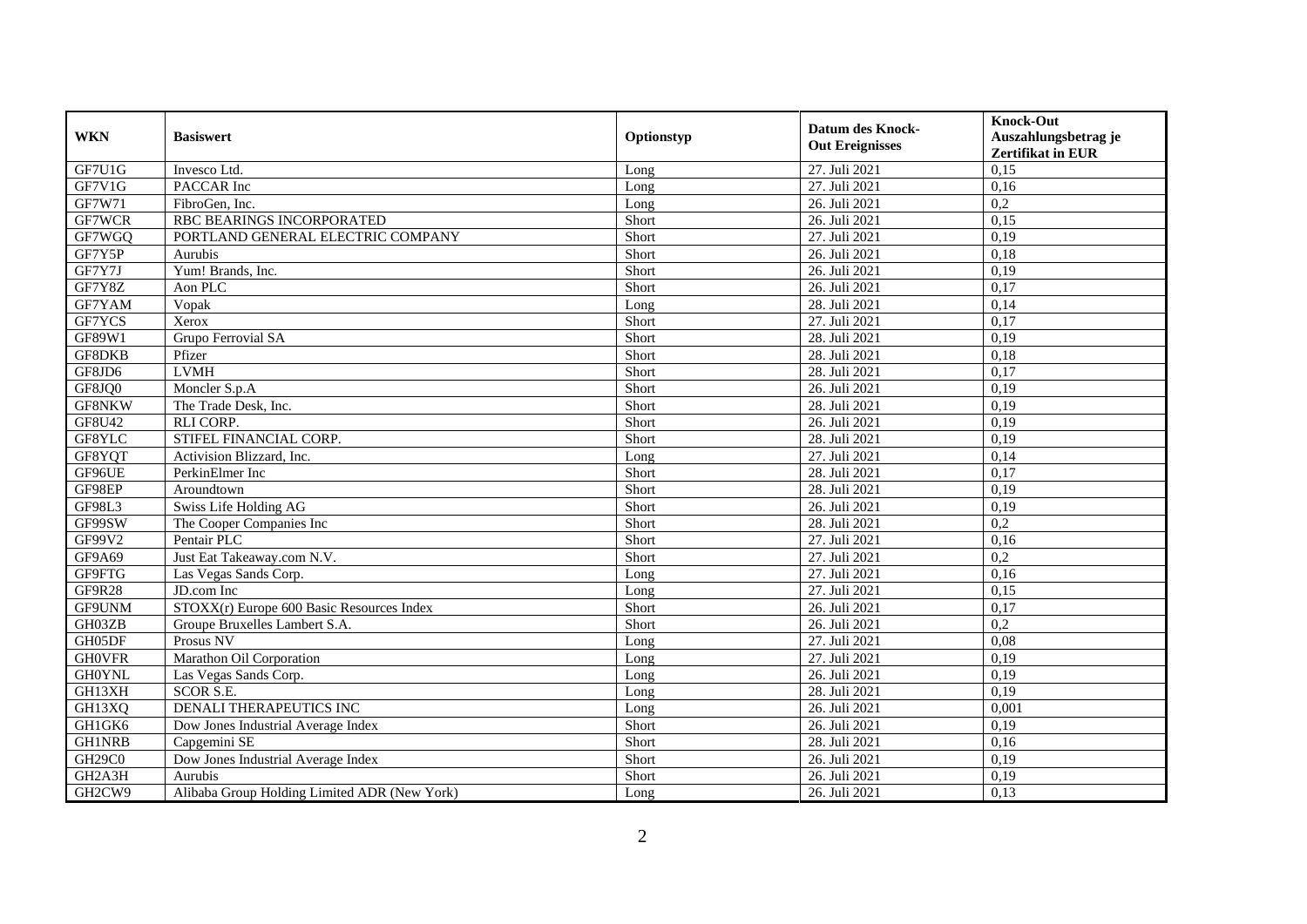| WKN | Basiswert | Optionstyp | Datum des Knock-Out Ereignisses | Knock-Out Auszahlungsbetrag je Zertifikat in EUR |
|---|---|---|---|---|
| GF7U1G | Invesco Ltd. | Long | 27. Juli 2021 | 0,15 |
| GF7V1G | PACCAR Inc | Long | 27. Juli 2021 | 0,16 |
| GF7W71 | FibroGen, Inc. | Long | 26. Juli 2021 | 0,2 |
| GF7WCR | RBC BEARINGS INCORPORATED | Short | 26. Juli 2021 | 0,15 |
| GF7WGQ | PORTLAND GENERAL ELECTRIC COMPANY | Short | 27. Juli 2021 | 0,19 |
| GF7Y5P | Aurubis | Short | 26. Juli 2021 | 0,18 |
| GF7Y7J | Yum! Brands, Inc. | Short | 26. Juli 2021 | 0,19 |
| GF7Y8Z | Aon PLC | Short | 26. Juli 2021 | 0,17 |
| GF7YAM | Vopak | Long | 28. Juli 2021 | 0,14 |
| GF7YCS | Xerox | Short | 27. Juli 2021 | 0,17 |
| GF89W1 | Grupo Ferrovial SA | Short | 28. Juli 2021 | 0,19 |
| GF8DKB | Pfizer | Short | 28. Juli 2021 | 0,18 |
| GF8JD6 | LVMH | Short | 28. Juli 2021 | 0,17 |
| GF8JQ0 | Moncler S.p.A | Short | 26. Juli 2021 | 0,19 |
| GF8NKW | The Trade Desk, Inc. | Short | 28. Juli 2021 | 0,19 |
| GF8U42 | RLI CORP. | Short | 26. Juli 2021 | 0,19 |
| GF8YLC | STIFEL FINANCIAL CORP. | Short | 28. Juli 2021 | 0,19 |
| GF8YQT | Activision Blizzard, Inc. | Long | 27. Juli 2021 | 0,14 |
| GF96UE | PerkinElmer Inc | Short | 28. Juli 2021 | 0,17 |
| GF98EP | Aroundtown | Short | 28. Juli 2021 | 0,19 |
| GF98L3 | Swiss Life Holding AG | Short | 26. Juli 2021 | 0,19 |
| GF99SW | The Cooper Companies Inc | Short | 28. Juli 2021 | 0,2 |
| GF99V2 | Pentair PLC | Short | 27. Juli 2021 | 0,16 |
| GF9A69 | Just Eat Takeaway.com N.V. | Short | 27. Juli 2021 | 0,2 |
| GF9FTG | Las Vegas Sands Corp. | Long | 27. Juli 2021 | 0,16 |
| GF9R28 | JD.com Inc | Long | 27. Juli 2021 | 0,15 |
| GF9UNM | STOXX(r) Europe 600 Basic Resources Index | Short | 26. Juli 2021 | 0,17 |
| GH03ZB | Groupe Bruxelles Lambert S.A. | Short | 26. Juli 2021 | 0,2 |
| GH05DF | Prosus NV | Long | 27. Juli 2021 | 0,08 |
| GH0VFR | Marathon Oil Corporation | Long | 27. Juli 2021 | 0,19 |
| GH0YNL | Las Vegas Sands Corp. | Long | 26. Juli 2021 | 0,19 |
| GH13XH | SCOR S.E. | Long | 28. Juli 2021 | 0,19 |
| GH13XQ | DENALI THERAPEUTICS INC | Long | 26. Juli 2021 | 0,001 |
| GH1GK6 | Dow Jones Industrial Average Index | Short | 26. Juli 2021 | 0,19 |
| GH1NRB | Capgemini SE | Short | 28. Juli 2021 | 0,16 |
| GH29C0 | Dow Jones Industrial Average Index | Short | 26. Juli 2021 | 0,19 |
| GH2A3H | Aurubis | Short | 26. Juli 2021 | 0,19 |
| GH2CW9 | Alibaba Group Holding Limited ADR (New York) | Long | 26. Juli 2021 | 0,13 |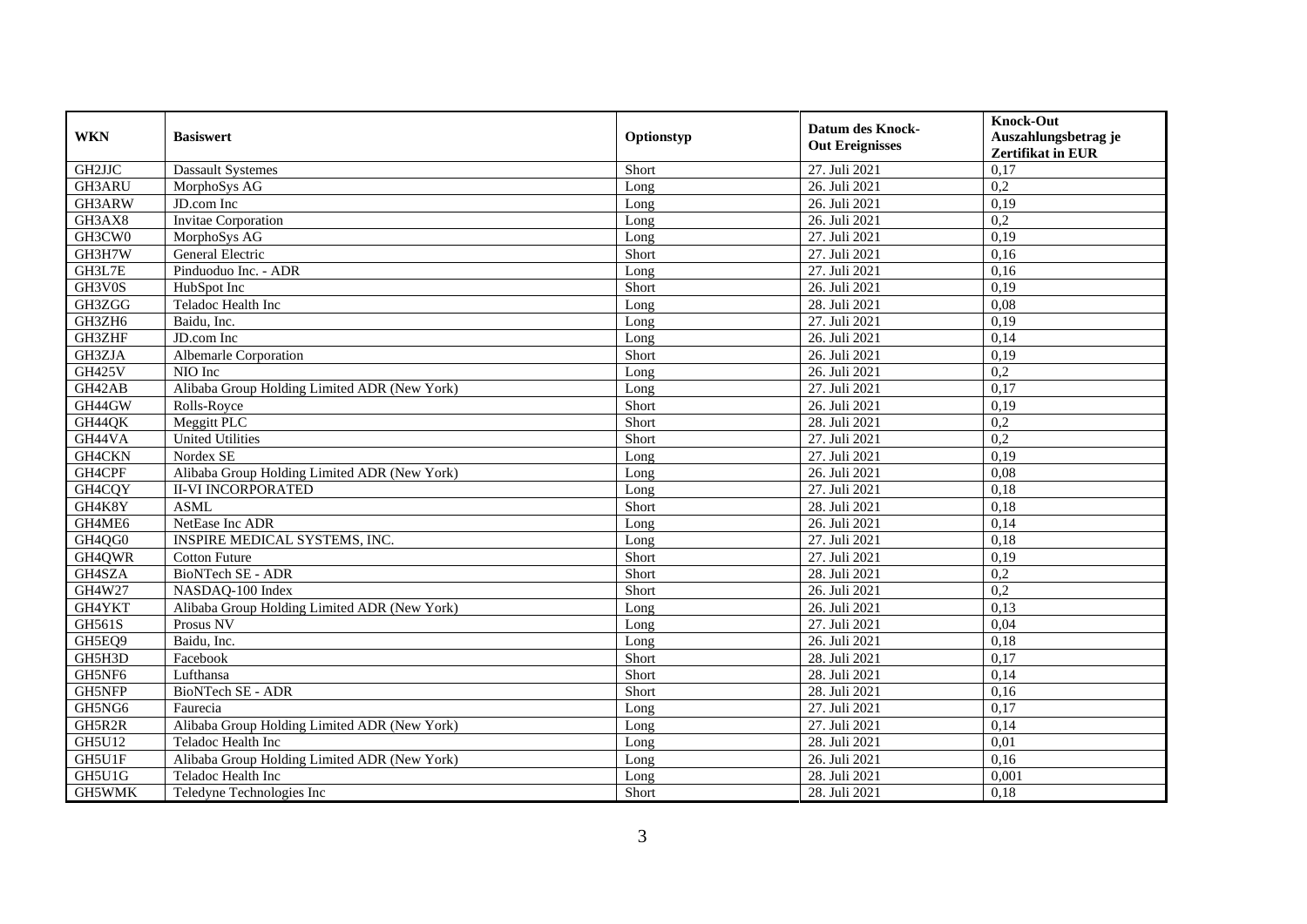| WKN | Basiswert | Optionstyp | Datum des Knock-Out Ereignisses | Knock-Out Auszahlungsbetrag je Zertifikat in EUR |
|---|---|---|---|---|
| GH2JJC | Dassault Systemes | Short | 27. Juli 2021 | 0,17 |
| GH3ARU | MorphoSys AG | Long | 26. Juli 2021 | 0,2 |
| GH3ARW | JD.com Inc | Long | 26. Juli 2021 | 0,19 |
| GH3AX8 | Invitae Corporation | Long | 26. Juli 2021 | 0,2 |
| GH3CW0 | MorphoSys AG | Long | 27. Juli 2021 | 0,19 |
| GH3H7W | General Electric | Short | 27. Juli 2021 | 0,16 |
| GH3L7E | Pinduoduo Inc. - ADR | Long | 27. Juli 2021 | 0,16 |
| GH3V0S | HubSpot Inc | Short | 26. Juli 2021 | 0,19 |
| GH3ZGG | Teladoc Health Inc | Long | 28. Juli 2021 | 0,08 |
| GH3ZH6 | Baidu, Inc. | Long | 27. Juli 2021 | 0,19 |
| GH3ZHF | JD.com Inc | Long | 26. Juli 2021 | 0,14 |
| GH3ZJA | Albemarle Corporation | Short | 26. Juli 2021 | 0,19 |
| GH425V | NIO Inc | Long | 26. Juli 2021 | 0,2 |
| GH42AB | Alibaba Group Holding Limited ADR (New York) | Long | 27. Juli 2021 | 0,17 |
| GH44GW | Rolls-Royce | Short | 26. Juli 2021 | 0,19 |
| GH44QK | Meggitt PLC | Short | 28. Juli 2021 | 0,2 |
| GH44VA | United Utilities | Short | 27. Juli 2021 | 0,2 |
| GH4CKN | Nordex SE | Long | 27. Juli 2021 | 0,19 |
| GH4CPF | Alibaba Group Holding Limited ADR (New York) | Long | 26. Juli 2021 | 0,08 |
| GH4CQY | II-VI INCORPORATED | Long | 27. Juli 2021 | 0,18 |
| GH4K8Y | ASML | Short | 28. Juli 2021 | 0,18 |
| GH4ME6 | NetEase Inc ADR | Long | 26. Juli 2021 | 0,14 |
| GH4QG0 | INSPIRE MEDICAL SYSTEMS, INC. | Long | 27. Juli 2021 | 0,18 |
| GH4QWR | Cotton Future | Short | 27. Juli 2021 | 0,19 |
| GH4SZA | BioNTech SE - ADR | Short | 28. Juli 2021 | 0,2 |
| GH4W27 | NASDAQ-100 Index | Short | 26. Juli 2021 | 0,2 |
| GH4YKT | Alibaba Group Holding Limited ADR (New York) | Long | 26. Juli 2021 | 0,13 |
| GH561S | Prosus NV | Long | 27. Juli 2021 | 0,04 |
| GH5EQ9 | Baidu, Inc. | Long | 26. Juli 2021 | 0,18 |
| GH5H3D | Facebook | Short | 28. Juli 2021 | 0,17 |
| GH5NF6 | Lufthansa | Short | 28. Juli 2021 | 0,14 |
| GH5NFP | BioNTech SE - ADR | Short | 28. Juli 2021 | 0,16 |
| GH5NG6 | Faurecia | Long | 27. Juli 2021 | 0,17 |
| GH5R2R | Alibaba Group Holding Limited ADR (New York) | Long | 27. Juli 2021 | 0,14 |
| GH5U12 | Teladoc Health Inc | Long | 28. Juli 2021 | 0,01 |
| GH5U1F | Alibaba Group Holding Limited ADR (New York) | Long | 26. Juli 2021 | 0,16 |
| GH5U1G | Teladoc Health Inc | Long | 28. Juli 2021 | 0,001 |
| GH5WMK | Teledyne Technologies Inc | Short | 28. Juli 2021 | 0,18 |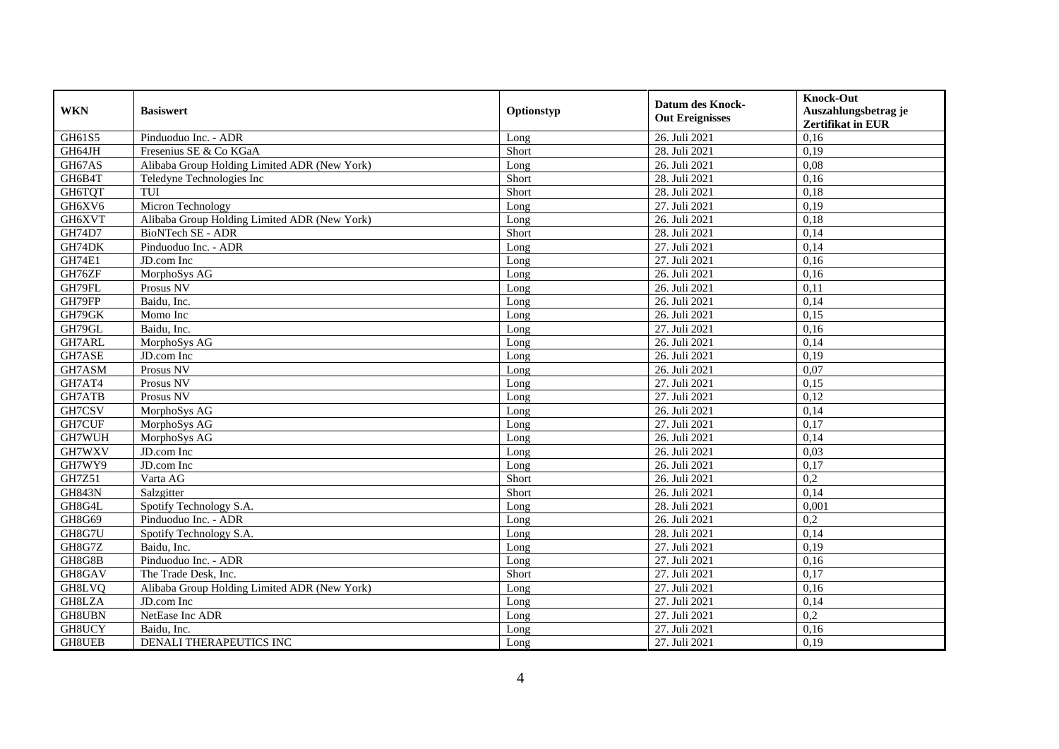| WKN | Basiswert | Optionstyp | Datum des Knock-Out Ereignisses | Knock-Out Auszahlungsbetrag je Zertifikat in EUR |
|---|---|---|---|---|
| GH61S5 | Pinduoduo Inc. - ADR | Long | 26. Juli 2021 | 0,16 |
| GH64JH | Fresenius SE & Co KGaA | Short | 28. Juli 2021 | 0,19 |
| GH67AS | Alibaba Group Holding Limited ADR (New York) | Long | 26. Juli 2021 | 0,08 |
| GH6B4T | Teledyne Technologies Inc | Short | 28. Juli 2021 | 0,16 |
| GH6TQT | TUI | Short | 28. Juli 2021 | 0,18 |
| GH6XV6 | Micron Technology | Long | 27. Juli 2021 | 0,19 |
| GH6XVT | Alibaba Group Holding Limited ADR (New York) | Long | 26. Juli 2021 | 0,18 |
| GH74D7 | BioNTech SE - ADR | Short | 28. Juli 2021 | 0,14 |
| GH74DK | Pinduoduo Inc. - ADR | Long | 27. Juli 2021 | 0,14 |
| GH74E1 | JD.com Inc | Long | 27. Juli 2021 | 0,16 |
| GH76ZF | MorphoSys AG | Long | 26. Juli 2021 | 0,16 |
| GH79FL | Prosus NV | Long | 26. Juli 2021 | 0,11 |
| GH79FP | Baidu, Inc. | Long | 26. Juli 2021 | 0,14 |
| GH79GK | Momo Inc | Long | 26. Juli 2021 | 0,15 |
| GH79GL | Baidu, Inc. | Long | 27. Juli 2021 | 0,16 |
| GH7ARL | MorphoSys AG | Long | 26. Juli 2021 | 0,14 |
| GH7ASE | JD.com Inc | Long | 26. Juli 2021 | 0,19 |
| GH7ASM | Prosus NV | Long | 26. Juli 2021 | 0,07 |
| GH7AT4 | Prosus NV | Long | 27. Juli 2021 | 0,15 |
| GH7ATB | Prosus NV | Long | 27. Juli 2021 | 0,12 |
| GH7CSV | MorphoSys AG | Long | 26. Juli 2021 | 0,14 |
| GH7CUF | MorphoSys AG | Long | 27. Juli 2021 | 0,17 |
| GH7WUH | MorphoSys AG | Long | 26. Juli 2021 | 0,14 |
| GH7WXV | JD.com Inc | Long | 26. Juli 2021 | 0,03 |
| GH7WY9 | JD.com Inc | Long | 26. Juli 2021 | 0,17 |
| GH7Z51 | Varta AG | Short | 26. Juli 2021 | 0,2 |
| GH843N | Salzgitter | Short | 26. Juli 2021 | 0,14 |
| GH8G4L | Spotify Technology S.A. | Long | 28. Juli 2021 | 0,001 |
| GH8G69 | Pinduoduo Inc. - ADR | Long | 26. Juli 2021 | 0,2 |
| GH8G7U | Spotify Technology S.A. | Long | 28. Juli 2021 | 0,14 |
| GH8G7Z | Baidu, Inc. | Long | 27. Juli 2021 | 0,19 |
| GH8G8B | Pinduoduo Inc. - ADR | Long | 27. Juli 2021 | 0,16 |
| GH8GAV | The Trade Desk, Inc. | Short | 27. Juli 2021 | 0,17 |
| GH8LVQ | Alibaba Group Holding Limited ADR (New York) | Long | 27. Juli 2021 | 0,16 |
| GH8LZA | JD.com Inc | Long | 27. Juli 2021 | 0,14 |
| GH8UBN | NetEase Inc ADR | Long | 27. Juli 2021 | 0,2 |
| GH8UCY | Baidu, Inc. | Long | 27. Juli 2021 | 0,16 |
| GH8UEB | DENALI THERAPEUTICS INC | Long | 27. Juli 2021 | 0,19 |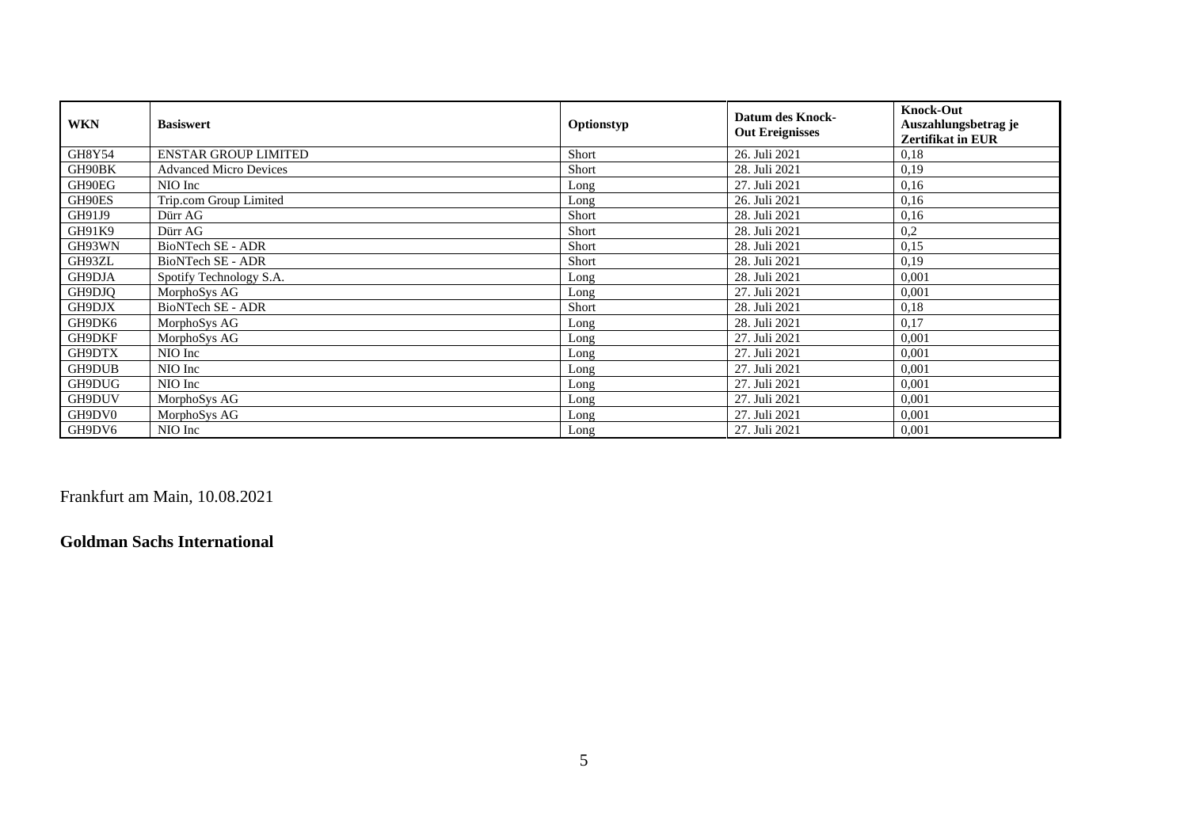| WKN | Basiswert | Optionstyp | Datum des Knock-Out Ereignisses | Knock-Out Auszahlungsbetrag je Zertifikat in EUR |
|---|---|---|---|---|
| GH8Y54 | ENSTAR GROUP LIMITED | Short | 26. Juli 2021 | 0,18 |
| GH90BK | Advanced Micro Devices | Short | 28. Juli 2021 | 0,19 |
| GH90EG | NIO Inc | Long | 27. Juli 2021 | 0,16 |
| GH90ES | Trip.com Group Limited | Long | 26. Juli 2021 | 0,16 |
| GH91J9 | Dürr AG | Short | 28. Juli 2021 | 0,16 |
| GH91K9 | Dürr AG | Short | 28. Juli 2021 | 0,2 |
| GH93WN | BioNTech SE - ADR | Short | 28. Juli 2021 | 0,15 |
| GH93ZL | BioNTech SE - ADR | Short | 28. Juli 2021 | 0,19 |
| GH9DJA | Spotify Technology S.A. | Long | 28. Juli 2021 | 0,001 |
| GH9DJQ | MorphoSys AG | Long | 27. Juli 2021 | 0,001 |
| GH9DJX | BioNTech SE - ADR | Short | 28. Juli 2021 | 0,18 |
| GH9DK6 | MorphoSys AG | Long | 28. Juli 2021 | 0,17 |
| GH9DKF | MorphoSys AG | Long | 27. Juli 2021 | 0,001 |
| GH9DTX | NIO Inc | Long | 27. Juli 2021 | 0,001 |
| GH9DUB | NIO Inc | Long | 27. Juli 2021 | 0,001 |
| GH9DUG | NIO Inc | Long | 27. Juli 2021 | 0,001 |
| GH9DUV | MorphoSys AG | Long | 27. Juli 2021 | 0,001 |
| GH9DV0 | MorphoSys AG | Long | 27. Juli 2021 | 0,001 |
| GH9DV6 | NIO Inc | Long | 27. Juli 2021 | 0,001 |

Frankfurt am Main, 10.08.2021

**Goldman Sachs International**